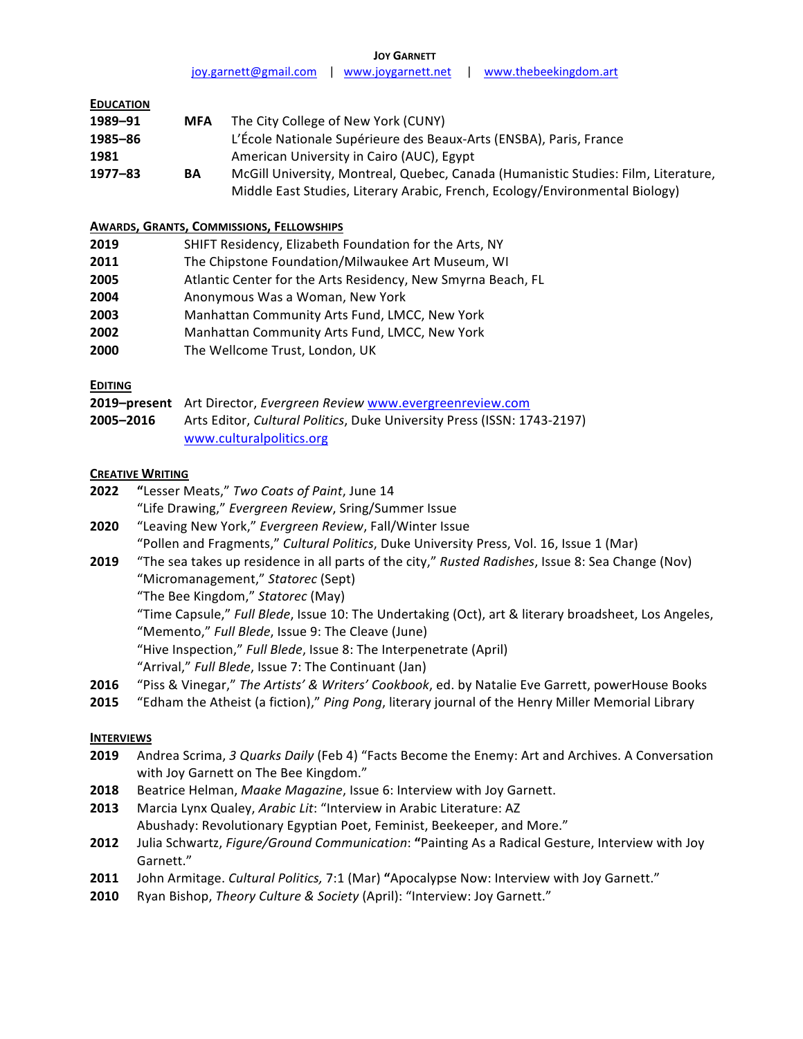# JOY GARNETT

joy.garnett@gmail.com | www.joygarnett.net | www.thebeekingdom.art

## EDUCATION

| | | |
|---|---|---|
| **1989–91** | **MFA** | The City College of New York (CUNY) |
| **1985–86** | | L'École Nationale Supérieure des Beaux-Arts (ENSBA), Paris, France |
| **1981** | | American University in Cairo (AUC), Egypt |
| **1977–83** | **BA** | McGill University, Montreal, Quebec, Canada (Humanistic Studies: Film, Literature, Middle East Studies, Literary Arabic, French, Ecology/Environmental Biology) |

## AWARDS, GRANTS, COMMISSIONS, FELLOWSHIPS

| | |
|---|---|
| **2019** | SHIFT Residency, Elizabeth Foundation for the Arts, NY |
| **2011** | The Chipstone Foundation/Milwaukee Art Museum, WI |
| **2005** | Atlantic Center for the Arts Residency, New Smyrna Beach, FL |
| **2004** | Anonymous Was a Woman, New York |
| **2003** | Manhattan Community Arts Fund, LMCC, New York |
| **2002** | Manhattan Community Arts Fund, LMCC, New York |
| **2000** | The Wellcome Trust, London, UK |

## EDITING

| | |
|---|---|
| **2019–present** | Art Director, *Evergreen Review* www.evergreenreview.com |
| **2005–2016** | Arts Editor, *Cultural Politics*, Duke University Press (ISSN: 1743-2197) www.culturalpolitics.org |

## CREATIVE WRITING

**2022** **"**Lesser Meats," *Two Coats of Paint*, June 14
"Life Drawing," *Evergreen Review*, Sring/Summer Issue

**2020** "Leaving New York," *Evergreen Review*, Fall/Winter Issue
"Pollen and Fragments," *Cultural Politics*, Duke University Press, Vol. 16, Issue 1 (Mar)

**2019** "The sea takes up residence in all parts of the city," *Rusted Radishes*, Issue 8: Sea Change (Nov)
"Micromanagement," *Statorec* (Sept)
"The Bee Kingdom," *Statorec* (May)
"Time Capsule," *Full Blede*, Issue 10: The Undertaking (Oct), art & literary broadsheet, Los Angeles,
"Memento," *Full Blede*, Issue 9: The Cleave (June)
"Hive Inspection," *Full Blede*, Issue 8: The Interpenetrate (April)
"Arrival," *Full Blede*, Issue 7: The Continuant (Jan)

**2016** "Piss & Vinegar," *The Artists' & Writers' Cookbook*, ed. by Natalie Eve Garrett, powerHouse Books

**2015** "Edham the Atheist (a fiction)," *Ping Pong*, literary journal of the Henry Miller Memorial Library

## INTERVIEWS

**2019** Andrea Scrima, *3 Quarks Daily* (Feb 4) "Facts Become the Enemy: Art and Archives. A Conversation with Joy Garnett on The Bee Kingdom."

**2018** Beatrice Helman, *Maake Magazine*, Issue 6: Interview with Joy Garnett.

**2013** Marcia Lynx Qualey, *Arabic Lit*: "Interview in Arabic Literature: AZ Abushady: Revolutionary Egyptian Poet, Feminist, Beekeeper, and More."

**2012** Julia Schwartz, *Figure/Ground Communication*: **"**Painting As a Radical Gesture, Interview with Joy Garnett."

**2011** John Armitage. *Cultural Politics,* 7:1 (Mar) **"**Apocalypse Now: Interview with Joy Garnett."

**2010** Ryan Bishop, *Theory Culture & Society* (April): "Interview: Joy Garnett."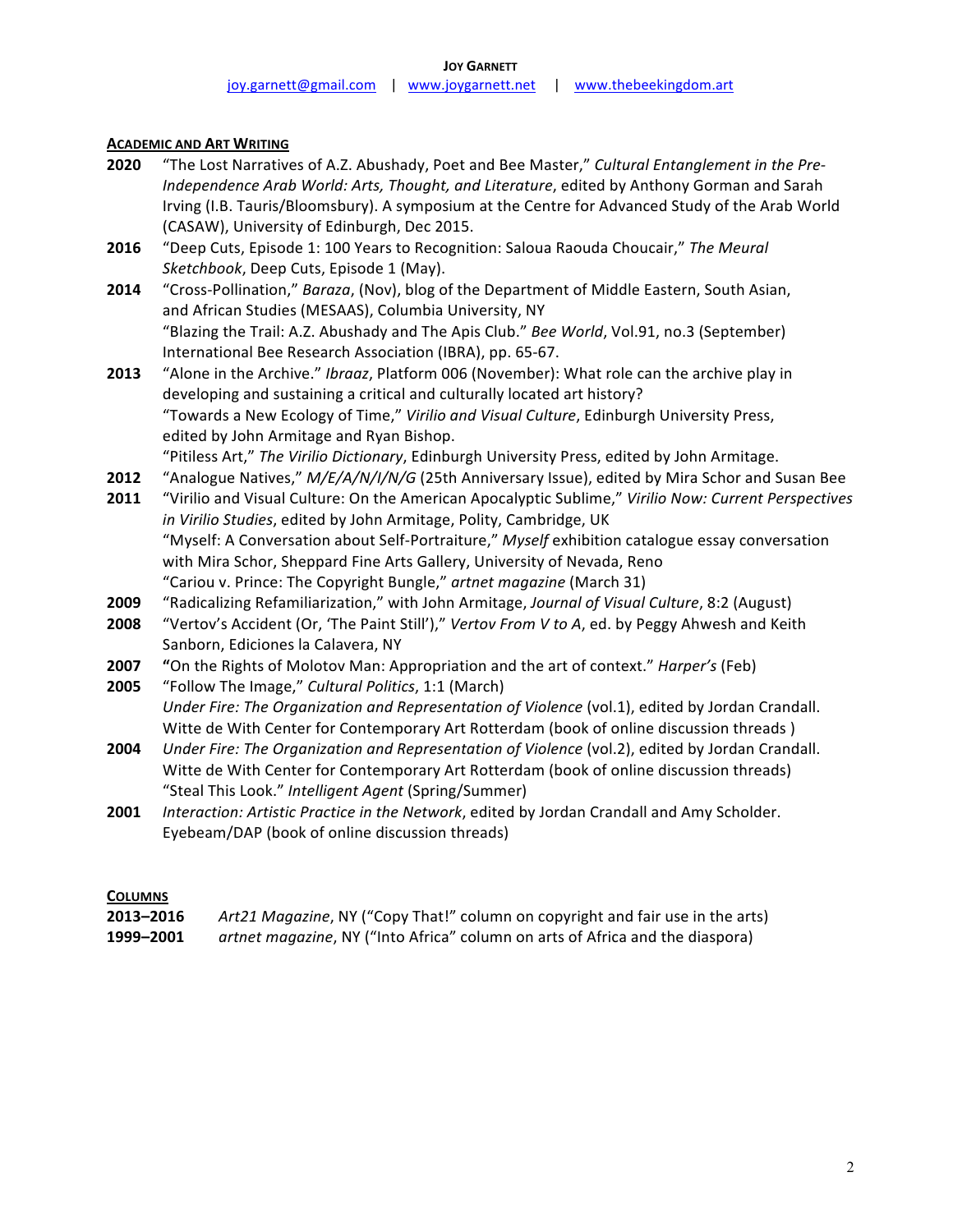**Joy Garnett**

joy.garnett@gmail.com | www.joygarnett.net | www.thebeekingdom.art

## Academic and Art Writing

**2020** "The Lost Narratives of A.Z. Abushady, Poet and Bee Master," *Cultural Entanglement in the Pre-Independence Arab World: Arts, Thought, and Literature*, edited by Anthony Gorman and Sarah Irving (I.B. Tauris/Bloomsbury). A symposium at the Centre for Advanced Study of the Arab World (CASAW), University of Edinburgh, Dec 2015.

**2016** "Deep Cuts, Episode 1: 100 Years to Recognition: Saloua Raouda Choucair," *The Meural Sketchbook*, Deep Cuts, Episode 1 (May).

**2014** "Cross-Pollination," *Baraza*, (Nov), blog of the Department of Middle Eastern, South Asian, and African Studies (MESAAS), Columbia University, NY
"Blazing the Trail: A.Z. Abushady and The Apis Club." *Bee World*, Vol.91, no.3 (September) International Bee Research Association (IBRA), pp. 65-67.

**2013** "Alone in the Archive." *Ibraaz*, Platform 006 (November): What role can the archive play in developing and sustaining a critical and culturally located art history?
"Towards a New Ecology of Time," *Virilio and Visual Culture*, Edinburgh University Press, edited by John Armitage and Ryan Bishop.
"Pitiless Art," *The Virilio Dictionary*, Edinburgh University Press, edited by John Armitage.

**2012** "Analogue Natives," *M/E/A/N/I/N/G* (25th Anniversary Issue), edited by Mira Schor and Susan Bee

**2011** "Virilio and Visual Culture: On the American Apocalyptic Sublime," *Virilio Now: Current Perspectives in Virilio Studies*, edited by John Armitage, Polity, Cambridge, UK
"Myself: A Conversation about Self-Portraiture," *Myself* exhibition catalogue essay conversation with Mira Schor, Sheppard Fine Arts Gallery, University of Nevada, Reno
"Cariou v. Prince: The Copyright Bungle," *artnet magazine* (March 31)

**2009** "Radicalizing Refamiliarization," with John Armitage, *Journal of Visual Culture*, 8:2 (August)

**2008** "Vertov's Accident (Or, 'The Paint Still')," *Vertov From V to A*, ed. by Peggy Ahwesh and Keith Sanborn, Ediciones la Calavera, NY

**2007** "On the Rights of Molotov Man: Appropriation and the art of context." *Harper's* (Feb)

**2005** "Follow The Image," *Cultural Politics*, 1:1 (March)
*Under Fire: The Organization and Representation of Violence* (vol.1), edited by Jordan Crandall. Witte de With Center for Contemporary Art Rotterdam (book of online discussion threads )

**2004** *Under Fire: The Organization and Representation of Violence* (vol.2), edited by Jordan Crandall. Witte de With Center for Contemporary Art Rotterdam (book of online discussion threads)
"Steal This Look." *Intelligent Agent* (Spring/Summer)

**2001** *Interaction: Artistic Practice in the Network*, edited by Jordan Crandall and Amy Scholder. Eyebeam/DAP (book of online discussion threads)

## Columns

**2013–2016** *Art21 Magazine*, NY ("Copy That!" column on copyright and fair use in the arts)

**1999–2001** *artnet magazine*, NY ("Into Africa" column on arts of Africa and the diaspora)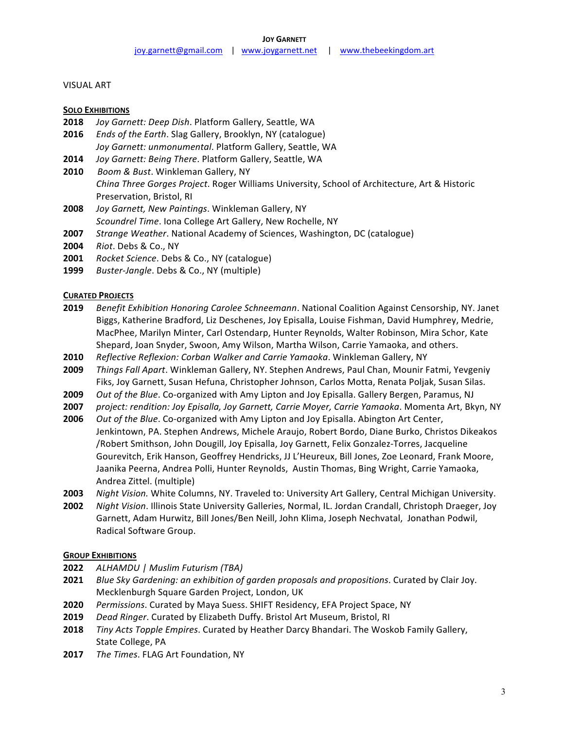**JOY GARNETT**

joy.garnett@gmail.com | www.joygarnett.net | www.thebeekingdom.art

VISUAL ART

**SOLO EXHIBITIONS**

**2018** *Joy Garnett: Deep Dish*. Platform Gallery, Seattle, WA

**2016** *Ends of the Earth*. Slag Gallery, Brooklyn, NY (catalogue)
*Joy Garnett: unmonumental*. Platform Gallery, Seattle, WA

**2014** *Joy Garnett: Being There*. Platform Gallery, Seattle, WA

**2010** *Boom & Bust*. Winkleman Gallery, NY
*China Three Gorges Project*. Roger Williams University, School of Architecture, Art & Historic Preservation, Bristol, RI

**2008** *Joy Garnett, New Paintings*. Winkleman Gallery, NY
*Scoundrel Time*. Iona College Art Gallery, New Rochelle, NY

**2007** *Strange Weather*. National Academy of Sciences, Washington, DC (catalogue)

**2004** *Riot*. Debs & Co., NY

**2001** *Rocket Science*. Debs & Co., NY (catalogue)

**1999** *Buster-Jangle*. Debs & Co., NY (multiple)

**CURATED PROJECTS**

**2019** *Benefit Exhibition Honoring Carolee Schneemann*. National Coalition Against Censorship, NY. Janet Biggs, Katherine Bradford, Liz Deschenes, Joy Episalla, Louise Fishman, David Humphrey, Medrie, MacPhee, Marilyn Minter, Carl Ostendarp, Hunter Reynolds, Walter Robinson, Mira Schor, Kate Shepard, Joan Snyder, Swoon, Amy Wilson, Martha Wilson, Carrie Yamaoka, and others.

**2010** *Reflective Reflexion: Corban Walker and Carrie Yamaoka*. Winkleman Gallery, NY

**2009** *Things Fall Apart*. Winkleman Gallery, NY. Stephen Andrews, Paul Chan, Mounir Fatmi, Yevgeniy Fiks, Joy Garnett, Susan Hefuna, Christopher Johnson, Carlos Motta, Renata Poljak, Susan Silas.

**2009** *Out of the Blue*. Co-organized with Amy Lipton and Joy Episalla. Gallery Bergen, Paramus, NJ

**2007** *project: rendition: Joy Episalla, Joy Garnett, Carrie Moyer, Carrie Yamaoka*. Momenta Art, Bkyn, NY

**2006** *Out of the Blue*. Co-organized with Amy Lipton and Joy Episalla. Abington Art Center, Jenkintown, PA. Stephen Andrews, Michele Araujo, Robert Bordo, Diane Burko, Christos Dikeakos /Robert Smithson, John Dougill, Joy Episalla, Joy Garnett, Felix Gonzalez-Torres, Jacqueline Gourevitch, Erik Hanson, Geoffrey Hendricks, JJ L'Heureux, Bill Jones, Zoe Leonard, Frank Moore, Jaanika Peerna, Andrea Polli, Hunter Reynolds, Austin Thomas, Bing Wright, Carrie Yamaoka, Andrea Zittel. (multiple)

**2003** *Night Vision.* White Columns, NY. Traveled to: University Art Gallery, Central Michigan University.

**2002** *Night Vision*. Illinois State University Galleries, Normal, IL. Jordan Crandall, Christoph Draeger, Joy Garnett, Adam Hurwitz, Bill Jones/Ben Neill, John Klima, Joseph Nechvatal, Jonathan Podwil, Radical Software Group.

**GROUP EXHIBITIONS**

**2022** *ALHAMDU | Muslim Futurism (TBA)*

**2021** *Blue Sky Gardening: an exhibition of garden proposals and propositions*. Curated by Clair Joy. Mecklenburgh Square Garden Project, London, UK

**2020** *Permissions*. Curated by Maya Suess. SHIFT Residency, EFA Project Space, NY

**2019** *Dead Ringer*. Curated by Elizabeth Duffy. Bristol Art Museum, Bristol, RI

**2018** *Tiny Acts Topple Empires*. Curated by Heather Darcy Bhandari. The Woskob Family Gallery, State College, PA

**2017** *The Times*. FLAG Art Foundation, NY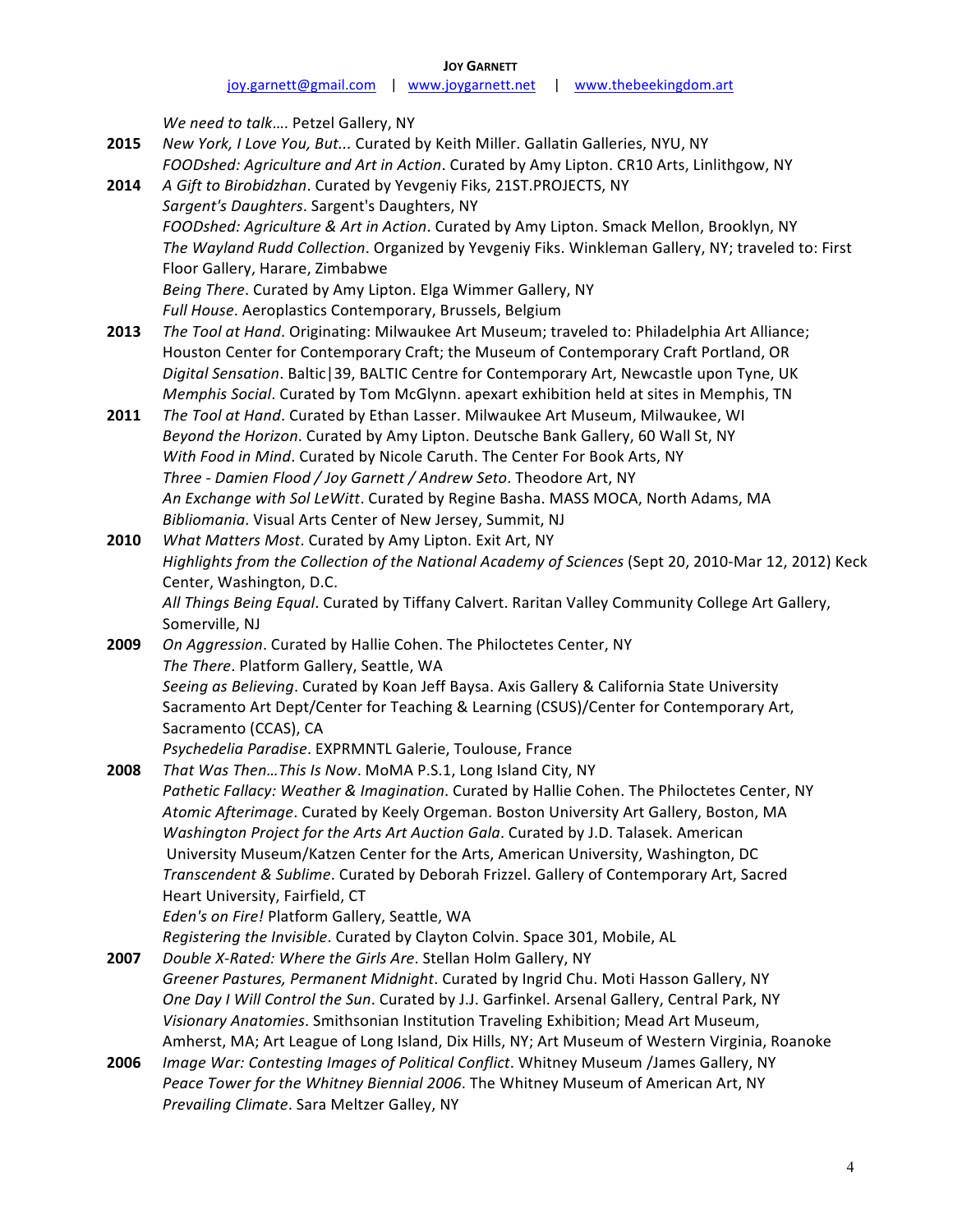*We need to talk….* Petzel Gallery, NY

**2015** *New York, I Love You, But...* Curated by Keith Miller. Gallatin Galleries, NYU, NY
*FOODshed: Agriculture and Art in Action*. Curated by Amy Lipton. CR10 Arts, Linlithgow, NY

**2014** *A Gift to Birobidzhan*. Curated by Yevgeniy Fiks, 21ST.PROJECTS, NY
*Sargent's Daughters*. Sargent's Daughters, NY
*FOODshed: Agriculture & Art in Action*. Curated by Amy Lipton. Smack Mellon, Brooklyn, NY
*The Wayland Rudd Collection*. Organized by Yevgeniy Fiks. Winkleman Gallery, NY; traveled to: First Floor Gallery, Harare, Zimbabwe
*Being There*. Curated by Amy Lipton. Elga Wimmer Gallery, NY
*Full House*. Aeroplastics Contemporary, Brussels, Belgium

**2013** *The Tool at Hand*. Originating: Milwaukee Art Museum; traveled to: Philadelphia Art Alliance; Houston Center for Contemporary Craft; the Museum of Contemporary Craft Portland, OR
*Digital Sensation*. Baltic|39, BALTIC Centre for Contemporary Art, Newcastle upon Tyne, UK
*Memphis Social*. Curated by Tom McGlynn. apexart exhibition held at sites in Memphis, TN

**2011** *The Tool at Hand*. Curated by Ethan Lasser. Milwaukee Art Museum, Milwaukee, WI
*Beyond the Horizon*. Curated by Amy Lipton. Deutsche Bank Gallery, 60 Wall St, NY
*With Food in Mind*. Curated by Nicole Caruth. The Center For Book Arts, NY
*Three - Damien Flood / Joy Garnett / Andrew Seto*. Theodore Art, NY
*An Exchange with Sol LeWitt*. Curated by Regine Basha. MASS MOCA, North Adams, MA
*Bibliomania*. Visual Arts Center of New Jersey, Summit, NJ

**2010** *What Matters Most*. Curated by Amy Lipton. Exit Art, NY
*Highlights from the Collection of the National Academy of Sciences* (Sept 20, 2010-Mar 12, 2012) Keck Center, Washington, D.C.
*All Things Being Equal*. Curated by Tiffany Calvert. Raritan Valley Community College Art Gallery, Somerville, NJ

**2009** *On Aggression*. Curated by Hallie Cohen. The Philoctetes Center, NY
*The There*. Platform Gallery, Seattle, WA
*Seeing as Believing*. Curated by Koan Jeff Baysa. Axis Gallery & California State University Sacramento Art Dept/Center for Teaching & Learning (CSUS)/Center for Contemporary Art, Sacramento (CCAS), CA
*Psychedelia Paradise*. EXPRMNTL Galerie, Toulouse, France

**2008** *That Was Then…This Is Now*. MoMA P.S.1, Long Island City, NY
*Pathetic Fallacy: Weather & Imagination*. Curated by Hallie Cohen. The Philoctetes Center, NY
*Atomic Afterimage*. Curated by Keely Orgeman. Boston University Art Gallery, Boston, MA
*Washington Project for the Arts Art Auction Gala*. Curated by J.D. Talasek. American University Museum/Katzen Center for the Arts, American University, Washington, DC
*Transcendent & Sublime*. Curated by Deborah Frizzel. Gallery of Contemporary Art, Sacred Heart University, Fairfield, CT
*Eden's on Fire!* Platform Gallery, Seattle, WA
*Registering the Invisible*. Curated by Clayton Colvin. Space 301, Mobile, AL

**2007** *Double X-Rated: Where the Girls Are*. Stellan Holm Gallery, NY
*Greener Pastures, Permanent Midnight*. Curated by Ingrid Chu. Moti Hasson Gallery, NY
*One Day I Will Control the Sun*. Curated by J.J. Garfinkel. Arsenal Gallery, Central Park, NY
*Visionary Anatomies*. Smithsonian Institution Traveling Exhibition; Mead Art Museum, Amherst, MA; Art League of Long Island, Dix Hills, NY; Art Museum of Western Virginia, Roanoke

**2006** *Image War: Contesting Images of Political Conflict*. Whitney Museum /James Gallery, NY
*Peace Tower for the Whitney Biennial 2006*. The Whitney Museum of American Art, NY
*Prevailing Climate*. Sara Meltzer Galley, NY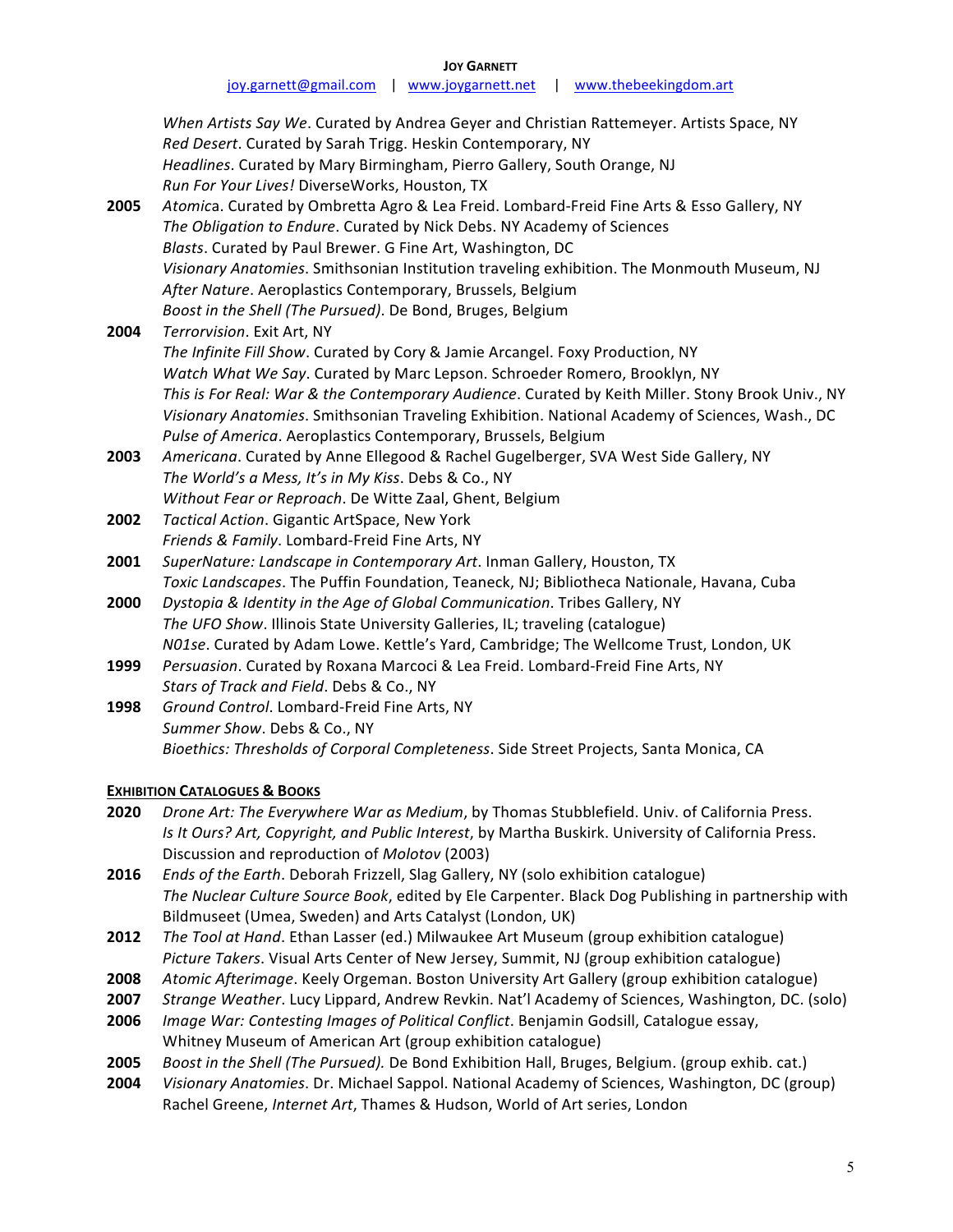*When Artists Say We*. Curated by Andrea Geyer and Christian Rattemeyer. Artists Space, NY
*Red Desert*. Curated by Sarah Trigg. Heskin Contemporary, NY
*Headlines*. Curated by Mary Birmingham, Pierro Gallery, South Orange, NJ
*Run For Your Lives!* DiverseWorks, Houston, TX

**2005** *Atomica*. Curated by Ombretta Agro & Lea Freid. Lombard-Freid Fine Arts & Esso Gallery, NY
*The Obligation to Endure*. Curated by Nick Debs. NY Academy of Sciences
*Blasts*. Curated by Paul Brewer. G Fine Art, Washington, DC
*Visionary Anatomies*. Smithsonian Institution traveling exhibition. The Monmouth Museum, NJ
*After Nature*. Aeroplastics Contemporary, Brussels, Belgium
*Boost in the Shell (The Pursued)*. De Bond, Bruges, Belgium

**2004** *Terrorvision*. Exit Art, NY
*The Infinite Fill Show*. Curated by Cory & Jamie Arcangel. Foxy Production, NY
*Watch What We Say*. Curated by Marc Lepson. Schroeder Romero, Brooklyn, NY
*This is For Real: War & the Contemporary Audience*. Curated by Keith Miller. Stony Brook Univ., NY
*Visionary Anatomies*. Smithsonian Traveling Exhibition. National Academy of Sciences, Wash., DC
*Pulse of America*. Aeroplastics Contemporary, Brussels, Belgium

**2003** *Americana*. Curated by Anne Ellegood & Rachel Gugelberger, SVA West Side Gallery, NY
*The World's a Mess, It's in My Kiss*. Debs & Co., NY
*Without Fear or Reproach*. De Witte Zaal, Ghent, Belgium

**2002** *Tactical Action*. Gigantic ArtSpace, New York
*Friends & Family*. Lombard-Freid Fine Arts, NY

**2001** *SuperNature: Landscape in Contemporary Art*. Inman Gallery, Houston, TX
*Toxic Landscapes*. The Puffin Foundation, Teaneck, NJ; Bibliotheca Nationale, Havana, Cuba

**2000** *Dystopia & Identity in the Age of Global Communication*. Tribes Gallery, NY
*The UFO Show*. Illinois State University Galleries, IL; traveling (catalogue)
*N01se*. Curated by Adam Lowe. Kettle's Yard, Cambridge; The Wellcome Trust, London, UK

**1999** *Persuasion*. Curated by Roxana Marcoci & Lea Freid. Lombard-Freid Fine Arts, NY
*Stars of Track and Field*. Debs & Co., NY

**1998** *Ground Control*. Lombard-Freid Fine Arts, NY
*Summer Show*. Debs & Co., NY
*Bioethics: Thresholds of Corporal Completeness*. Side Street Projects, Santa Monica, CA

## EXHIBITION CATALOGUES & BOOKS

**2020** *Drone Art: The Everywhere War as Medium*, by Thomas Stubblefield. Univ. of California Press.
*Is It Ours? Art, Copyright, and Public Interest*, by Martha Buskirk. University of California Press. Discussion and reproduction of *Molotov* (2003)

**2016** *Ends of the Earth*. Deborah Frizzell, Slag Gallery, NY (solo exhibition catalogue)
*The Nuclear Culture Source Book*, edited by Ele Carpenter. Black Dog Publishing in partnership with Bildmuseet (Umea, Sweden) and Arts Catalyst (London, UK)

**2012** *The Tool at Hand*. Ethan Lasser (ed.) Milwaukee Art Museum (group exhibition catalogue)
*Picture Takers*. Visual Arts Center of New Jersey, Summit, NJ (group exhibition catalogue)

**2008** *Atomic Afterimage*. Keely Orgeman. Boston University Art Gallery (group exhibition catalogue)

**2007** *Strange Weather*. Lucy Lippard, Andrew Revkin. Nat'l Academy of Sciences, Washington, DC. (solo)

**2006** *Image War: Contesting Images of Political Conflict*. Benjamin Godsill, Catalogue essay, Whitney Museum of American Art (group exhibition catalogue)

**2005** *Boost in the Shell (The Pursued).* De Bond Exhibition Hall, Bruges, Belgium. (group exhib. cat.)

**2004** *Visionary Anatomies*. Dr. Michael Sappol. National Academy of Sciences, Washington, DC (group)
Rachel Greene, *Internet Art*, Thames & Hudson, World of Art series, London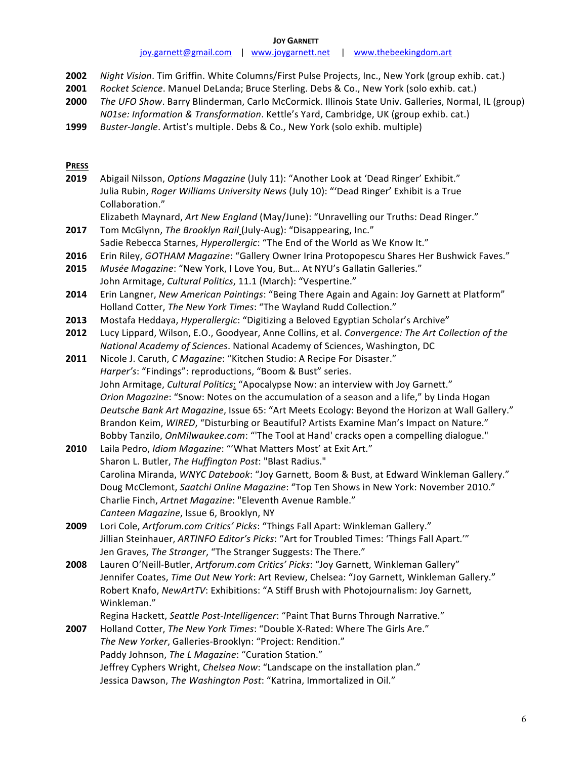**2002** *Night Vision*. Tim Griffin. White Columns/First Pulse Projects, Inc., New York (group exhib. cat.)
**2001** *Rocket Science*. Manuel DeLanda; Bruce Sterling. Debs & Co., New York (solo exhib. cat.)
**2000** *The UFO Show*. Barry Blinderman, Carlo McCormick. Illinois State Univ. Galleries, Normal, IL (group)
*N01se: Information & Transformation*. Kettle's Yard, Cambridge, UK (group exhib. cat.)
**1999** *Buster-Jangle*. Artist's multiple. Debs & Co., New York (solo exhib. multiple)

## PRESS

**2019** Abigail Nilsson, *Options Magazine* (July 11): "Another Look at 'Dead Ringer' Exhibit."
Julia Rubin, *Roger Williams University News* (July 10): "'Dead Ringer' Exhibit is a True Collaboration."
Elizabeth Maynard, *Art New England* (May/June): "Unravelling our Truths: Dead Ringer."
**2017** Tom McGlynn, *The Brooklyn Rail* (July-Aug): "Disappearing, Inc."
Sadie Rebecca Starnes, *Hyperallergic*: "The End of the World as We Know It."
**2016** Erin Riley, *GOTHAM Magazine*: "Gallery Owner Irina Protopopescu Shares Her Bushwick Faves."
**2015** *Musée Magazine*: "New York, I Love You, But… At NYU's Gallatin Galleries."
John Armitage, *Cultural Politics*, 11.1 (March): "Vespertine."
**2014** Erin Langner, *New American Paintings*: "Being There Again and Again: Joy Garnett at Platform"
Holland Cotter, *The New York Times*: "The Wayland Rudd Collection."
**2013** Mostafa Heddaya, *Hyperallergic*: "Digitizing a Beloved Egyptian Scholar's Archive"
**2012** Lucy Lippard, Wilson, E.O., Goodyear, Anne Collins, et al. *Convergence: The Art Collection of the National Academy of Sciences*. National Academy of Sciences, Washington, DC
**2011** Nicole J. Caruth, *C Magazine*: "Kitchen Studio: A Recipe For Disaster."
*Harper's*: "Findings": reproductions, "Boom & Bust" series.
John Armitage, *Cultural Politics*: "Apocalypse Now: an interview with Joy Garnett."
*Orion Magazine*: "Snow: Notes on the accumulation of a season and a life," by Linda Hogan
*Deutsche Bank Art Magazine*, Issue 65: "Art Meets Ecology: Beyond the Horizon at Wall Gallery."
Brandon Keim, *WIRED*, "Disturbing or Beautiful? Artists Examine Man's Impact on Nature."
Bobby Tanzilo, *OnMilwaukee.com*: "'The Tool at Hand' cracks open a compelling dialogue."
**2010** Laila Pedro, *Idiom Magazine*: "'What Matters Most' at Exit Art."
Sharon L. Butler, *The Huffington Post*: "Blast Radius."
Carolina Miranda, *WNYC Datebook*: "Joy Garnett, Boom & Bust, at Edward Winkleman Gallery."
Doug McClemont, *Saatchi Online Magazine*: "Top Ten Shows in New York: November 2010."
Charlie Finch, *Artnet Magazine*: "Eleventh Avenue Ramble."
*Canteen Magazine*, Issue 6, Brooklyn, NY
**2009** Lori Cole, *Artforum.com Critics' Picks*: "Things Fall Apart: Winkleman Gallery."
Jillian Steinhauer, *ARTINFO Editor's Picks*: "Art for Troubled Times: 'Things Fall Apart.'"
Jen Graves, *The Stranger*, "The Stranger Suggests: The There."
**2008** Lauren O'Neill-Butler, *Artforum.com Critics' Picks*: "Joy Garnett, Winkleman Gallery"
Jennifer Coates, *Time Out New York*: Art Review, Chelsea: "Joy Garnett, Winkleman Gallery."
Robert Knafo, *NewArtTV*: Exhibitions: "A Stiff Brush with Photojournalism: Joy Garnett, Winkleman."
Regina Hackett, *Seattle Post-Intelligencer*: "Paint That Burns Through Narrative."
**2007** Holland Cotter, *The New York Times*: "Double X-Rated: Where The Girls Are."
*The New Yorker*, Galleries-Brooklyn: "Project: Rendition."
Paddy Johnson, *The L Magazine*: "Curation Station."
Jeffrey Cyphers Wright, *Chelsea Now*: "Landscape on the installation plan."
Jessica Dawson, *The Washington Post*: "Katrina, Immortalized in Oil."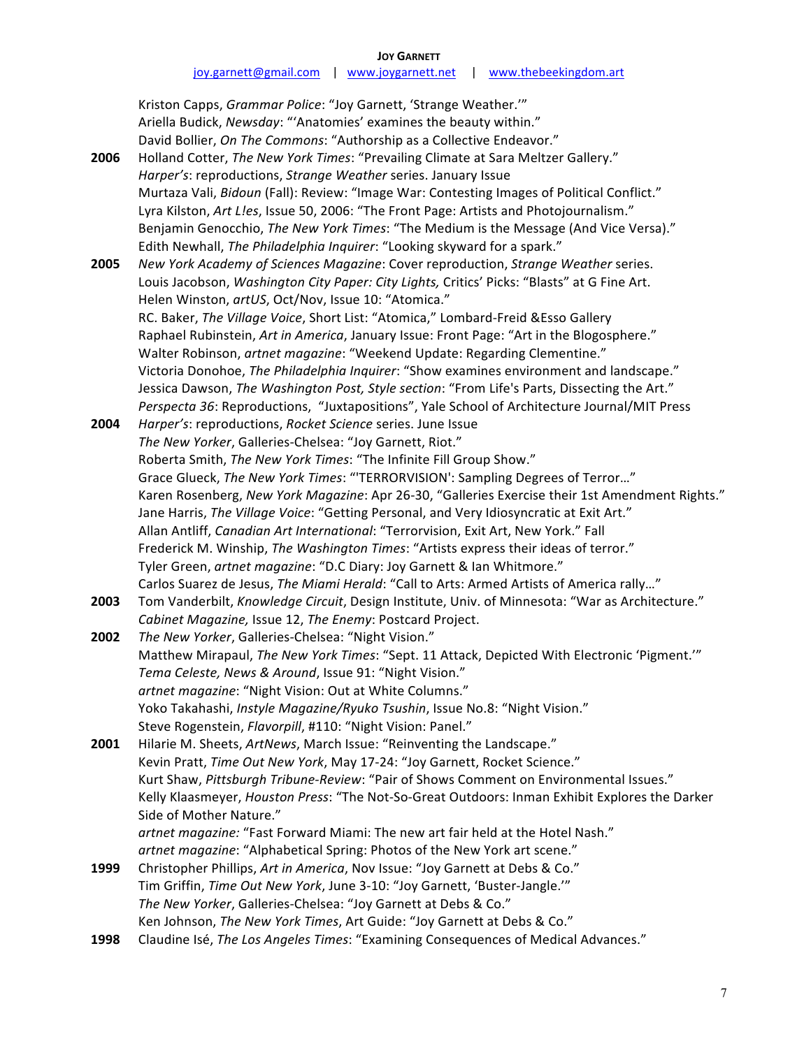Kriston Capps, *Grammar Police*: "Joy Garnett, 'Strange Weather.'"
Ariella Budick, *Newsday*: "'Anatomies' examines the beauty within."
David Bollier, *On The Commons*: "Authorship as a Collective Endeavor."

**2006** Holland Cotter, *The New York Times*: "Prevailing Climate at Sara Meltzer Gallery."
*Harper's*: reproductions, *Strange Weather* series. January Issue
Murtaza Vali, *Bidoun* (Fall): Review: "Image War: Contesting Images of Political Conflict."
Lyra Kilston, *Art L!es*, Issue 50, 2006: "The Front Page: Artists and Photojournalism."
Benjamin Genocchio, *The New York Times*: "The Medium is the Message (And Vice Versa)."
Edith Newhall, *The Philadelphia Inquirer*: "Looking skyward for a spark."

**2005** *New York Academy of Sciences Magazine*: Cover reproduction, *Strange Weather* series.
Louis Jacobson, *Washington City Paper: City Lights,* Critics' Picks: "Blasts" at G Fine Art.
Helen Winston, *artUS*, Oct/Nov, Issue 10: "Atomica."
RC. Baker, *The Village Voice*, Short List: "Atomica," Lombard-Freid &Esso Gallery
Raphael Rubinstein, *Art in America*, January Issue: Front Page: "Art in the Blogosphere."
Walter Robinson, *artnet magazine*: "Weekend Update: Regarding Clementine."
Victoria Donohoe, *The Philadelphia Inquirer*: "Show examines environment and landscape."
Jessica Dawson, *The Washington Post, Style section*: "From Life's Parts, Dissecting the Art."
*Perspecta 36*: Reproductions, "Juxtapositions", Yale School of Architecture Journal/MIT Press

**2004** *Harper's*: reproductions, *Rocket Science* series. June Issue
*The New Yorker*, Galleries-Chelsea: "Joy Garnett, Riot."
Roberta Smith, *The New York Times*: "The Infinite Fill Group Show."
Grace Glueck, *The New York Times*: "'TERRORVISION': Sampling Degrees of Terror…"
Karen Rosenberg, *New York Magazine*: Apr 26-30, "Galleries Exercise their 1st Amendment Rights."
Jane Harris, *The Village Voice*: "Getting Personal, and Very Idiosyncratic at Exit Art."
Allan Antliff, *Canadian Art International*: "Terrorvision, Exit Art, New York." Fall
Frederick M. Winship, *The Washington Times*: "Artists express their ideas of terror."
Tyler Green, *artnet magazine*: "D.C Diary: Joy Garnett & Ian Whitmore."
Carlos Suarez de Jesus, *The Miami Herald*: "Call to Arts: Armed Artists of America rally…"

**2003** Tom Vanderbilt, *Knowledge Circuit*, Design Institute, Univ. of Minnesota: "War as Architecture."
*Cabinet Magazine,* Issue 12, *The Enemy*: Postcard Project.

**2002** *The New Yorker*, Galleries-Chelsea: "Night Vision."
Matthew Mirapaul, *The New York Times*: "Sept. 11 Attack, Depicted With Electronic 'Pigment.'"
*Tema Celeste, News & Around*, Issue 91: "Night Vision."
*artnet magazine*: "Night Vision: Out at White Columns."
Yoko Takahashi, *Instyle Magazine/Ryuko Tsushin*, Issue No.8: "Night Vision."
Steve Rogenstein, *Flavorpill*, #110: "Night Vision: Panel."

**2001** Hilarie M. Sheets, *ArtNews*, March Issue: "Reinventing the Landscape."
Kevin Pratt, *Time Out New York*, May 17-24: "Joy Garnett, Rocket Science."
Kurt Shaw, *Pittsburgh Tribune-Review*: "Pair of Shows Comment on Environmental Issues."
Kelly Klaasmeyer, *Houston Press*: "The Not-So-Great Outdoors: Inman Exhibit Explores the Darker Side of Mother Nature."
*artnet magazine:* "Fast Forward Miami: The new art fair held at the Hotel Nash."
*artnet magazine*: "Alphabetical Spring: Photos of the New York art scene."

**1999** Christopher Phillips, *Art in America*, Nov Issue: "Joy Garnett at Debs & Co."
Tim Griffin, *Time Out New York*, June 3-10: "Joy Garnett, 'Buster-Jangle.'"
*The New Yorker*, Galleries-Chelsea: "Joy Garnett at Debs & Co."
Ken Johnson, *The New York Times*, Art Guide: "Joy Garnett at Debs & Co."

**1998** Claudine Isé, *The Los Angeles Times*: "Examining Consequences of Medical Advances."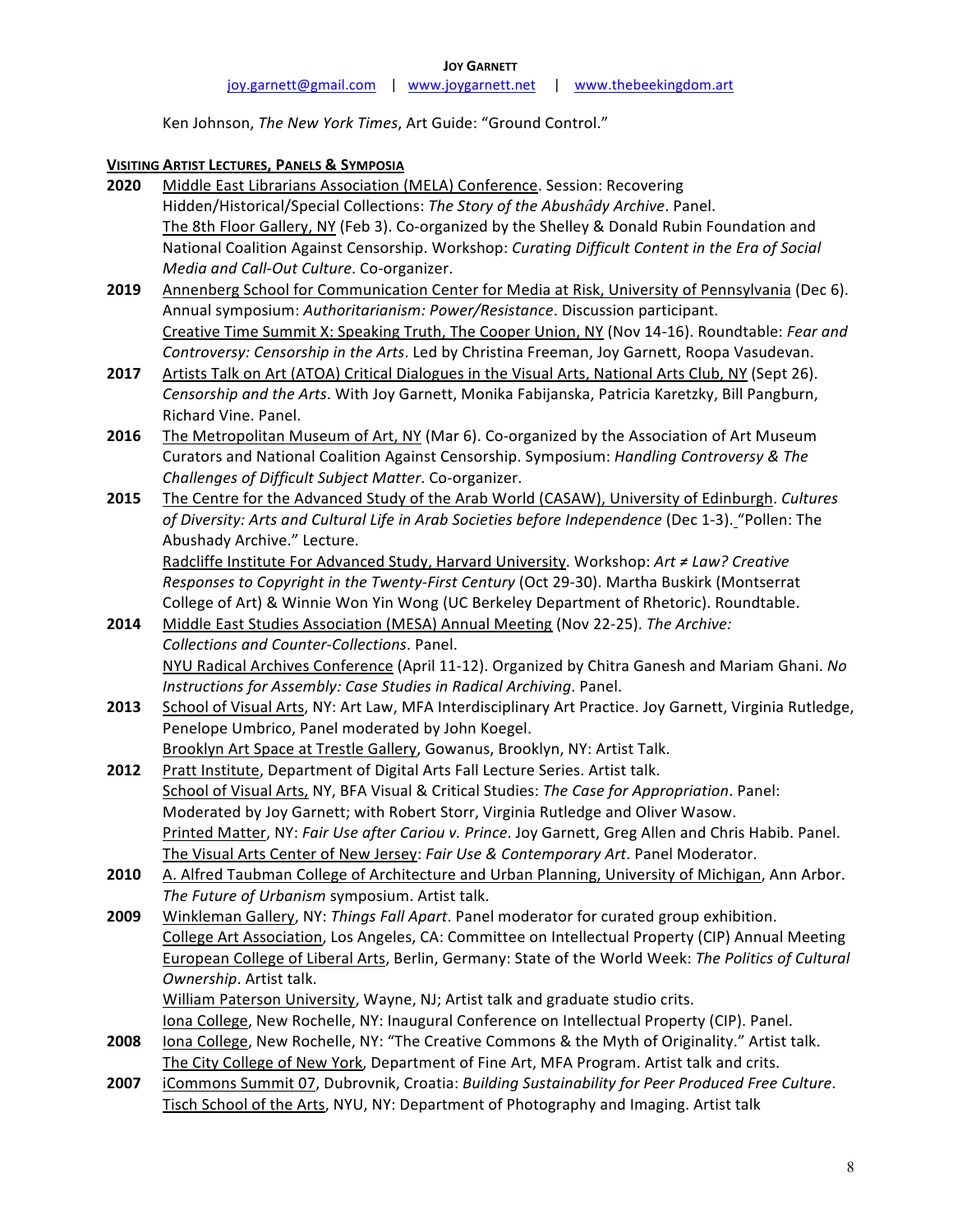Ken Johnson, *The New York Times*, Art Guide: "Ground Control."

## **VISITING ARTIST LECTURES, PANELS & SYMPOSIA**

**2020** Middle East Librarians Association (MELA) Conference. Session: Recovering Hidden/Historical/Special Collections: *The Story of the Abushâdy Archive*. Panel.
The 8th Floor Gallery, NY (Feb 3). Co-organized by the Shelley & Donald Rubin Foundation and National Coalition Against Censorship. Workshop: *Curating Difficult Content in the Era of Social Media and Call-Out Culture*. Co-organizer.

**2019** Annenberg School for Communication Center for Media at Risk, University of Pennsylvania (Dec 6). Annual symposium: *Authoritarianism: Power/Resistance*. Discussion participant.
Creative Time Summit X: Speaking Truth, The Cooper Union, NY (Nov 14-16). Roundtable: *Fear and Controversy: Censorship in the Arts*. Led by Christina Freeman, Joy Garnett, Roopa Vasudevan.

**2017** Artists Talk on Art (ATOA) Critical Dialogues in the Visual Arts, National Arts Club, NY (Sept 26). *Censorship and the Arts*. With Joy Garnett, Monika Fabijanska, Patricia Karetzky, Bill Pangburn, Richard Vine. Panel.

**2016** The Metropolitan Museum of Art, NY (Mar 6). Co-organized by the Association of Art Museum Curators and National Coalition Against Censorship. Symposium: *Handling Controversy & The Challenges of Difficult Subject Matter*. Co-organizer.

**2015** The Centre for the Advanced Study of the Arab World (CASAW), University of Edinburgh. *Cultures of Diversity: Arts and Cultural Life in Arab Societies before Independence* (Dec 1-3). "Pollen: The Abushady Archive." Lecture.
Radcliffe Institute For Advanced Study, Harvard University. Workshop: *Art ≠ Law? Creative Responses to Copyright in the Twenty-First Century* (Oct 29-30). Martha Buskirk (Montserrat College of Art) & Winnie Won Yin Wong (UC Berkeley Department of Rhetoric). Roundtable.

**2014** Middle East Studies Association (MESA) Annual Meeting (Nov 22-25). *The Archive: Collections and Counter-Collections*. Panel.
NYU Radical Archives Conference (April 11-12). Organized by Chitra Ganesh and Mariam Ghani. *No Instructions for Assembly: Case Studies in Radical Archiving*. Panel.

**2013** School of Visual Arts, NY: Art Law, MFA Interdisciplinary Art Practice. Joy Garnett, Virginia Rutledge, Penelope Umbrico, Panel moderated by John Koegel.
Brooklyn Art Space at Trestle Gallery, Gowanus, Brooklyn, NY: Artist Talk.

**2012** Pratt Institute, Department of Digital Arts Fall Lecture Series. Artist talk.
School of Visual Arts, NY, BFA Visual & Critical Studies: *The Case for Appropriation*. Panel: Moderated by Joy Garnett; with Robert Storr, Virginia Rutledge and Oliver Wasow.
Printed Matter, NY: *Fair Use after Cariou v. Prince*. Joy Garnett, Greg Allen and Chris Habib. Panel.
The Visual Arts Center of New Jersey: *Fair Use & Contemporary Art*. Panel Moderator.

**2010** A. Alfred Taubman College of Architecture and Urban Planning, University of Michigan, Ann Arbor. *The Future of Urbanism* symposium. Artist talk.

**2009** Winkleman Gallery, NY: *Things Fall Apart*. Panel moderator for curated group exhibition.
College Art Association, Los Angeles, CA: Committee on Intellectual Property (CIP) Annual Meeting
European College of Liberal Arts, Berlin, Germany: State of the World Week: *The Politics of Cultural Ownership*. Artist talk.
William Paterson University, Wayne, NJ; Artist talk and graduate studio crits.
Iona College, New Rochelle, NY: Inaugural Conference on Intellectual Property (CIP). Panel.

**2008** Iona College, New Rochelle, NY: "The Creative Commons & the Myth of Originality." Artist talk.
The City College of New York, Department of Fine Art, MFA Program. Artist talk and crits.

**2007** iCommons Summit 07, Dubrovnik, Croatia: *Building Sustainability for Peer Produced Free Culture*.
Tisch School of the Arts, NYU, NY: Department of Photography and Imaging. Artist talk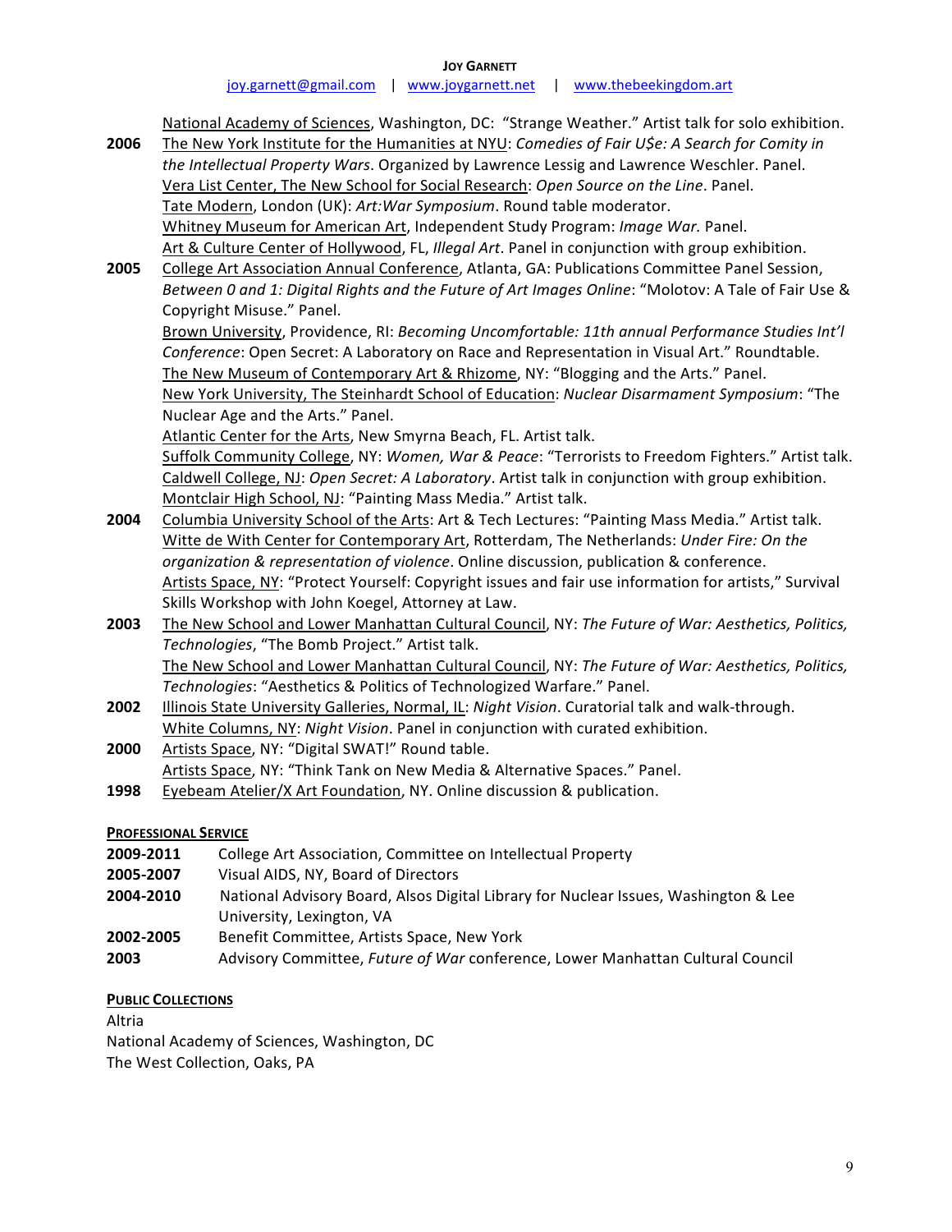National Academy of Sciences, Washington, DC: "Strange Weather." Artist talk for solo exhibition.

**2006** The New York Institute for the Humanities at NYU: *Comedies of Fair U$e: A Search for Comity in the Intellectual Property Wars*. Organized by Lawrence Lessig and Lawrence Weschler. Panel.
Vera List Center, The New School for Social Research: *Open Source on the Line*. Panel.
Tate Modern, London (UK): *Art:War Symposium*. Round table moderator.
Whitney Museum for American Art, Independent Study Program: *Image War.* Panel.
Art & Culture Center of Hollywood, FL, *Illegal Art*. Panel in conjunction with group exhibition.

**2005** College Art Association Annual Conference, Atlanta, GA: Publications Committee Panel Session, *Between 0 and 1: Digital Rights and the Future of Art Images Online*: "Molotov: A Tale of Fair Use & Copyright Misuse." Panel.
Brown University, Providence, RI: *Becoming Uncomfortable: 11th annual Performance Studies Int'l Conference*: Open Secret: A Laboratory on Race and Representation in Visual Art." Roundtable.
The New Museum of Contemporary Art & Rhizome, NY: "Blogging and the Arts." Panel.
New York University, The Steinhardt School of Education: *Nuclear Disarmament Symposium*: "The Nuclear Age and the Arts." Panel.
Atlantic Center for the Arts, New Smyrna Beach, FL. Artist talk.
Suffolk Community College, NY: *Women, War & Peace*: "Terrorists to Freedom Fighters." Artist talk.
Caldwell College, NJ: *Open Secret: A Laboratory*. Artist talk in conjunction with group exhibition.
Montclair High School, NJ: "Painting Mass Media." Artist talk.

**2004** Columbia University School of the Arts: Art & Tech Lectures: "Painting Mass Media." Artist talk.
Witte de With Center for Contemporary Art, Rotterdam, The Netherlands: *Under Fire: On the organization & representation of violence*. Online discussion, publication & conference.
Artists Space, NY: "Protect Yourself: Copyright issues and fair use information for artists," Survival Skills Workshop with John Koegel, Attorney at Law.

**2003** The New School and Lower Manhattan Cultural Council, NY: *The Future of War: Aesthetics, Politics, Technologies*, "The Bomb Project." Artist talk.
The New School and Lower Manhattan Cultural Council, NY: *The Future of War: Aesthetics, Politics, Technologies*: "Aesthetics & Politics of Technologized Warfare." Panel.

**2002** Illinois State University Galleries, Normal, IL: *Night Vision*. Curatorial talk and walk-through.
White Columns, NY: *Night Vision*. Panel in conjunction with curated exhibition.

**2000** Artists Space, NY: "Digital SWAT!" Round table.
Artists Space, NY: "Think Tank on New Media & Alternative Spaces." Panel.

**1998** Eyebeam Atelier/X Art Foundation, NY. Online discussion & publication.

## PROFESSIONAL SERVICE

**2009-2011** College Art Association, Committee on Intellectual Property

**2005-2007** Visual AIDS, NY, Board of Directors

**2004-2010** National Advisory Board, Alsos Digital Library for Nuclear Issues, Washington & Lee University, Lexington, VA

**2002-2005** Benefit Committee, Artists Space, New York

**2003** Advisory Committee, *Future of War* conference, Lower Manhattan Cultural Council

## PUBLIC COLLECTIONS

Altria
National Academy of Sciences, Washington, DC
The West Collection, Oaks, PA